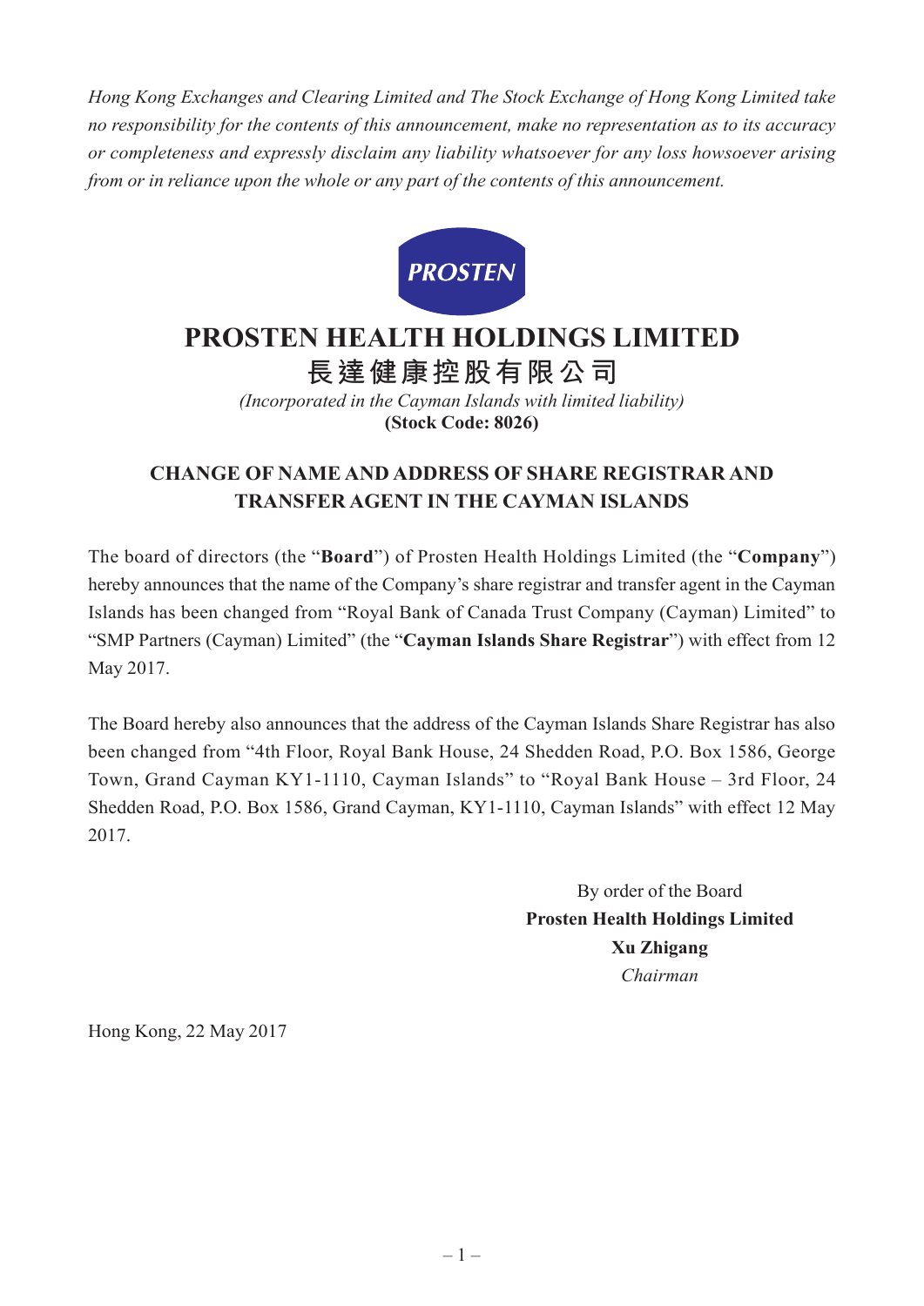*Hong Kong Exchanges and Clearing Limited and The Stock Exchange of Hong Kong Limited take no responsibility for the contents of this announcement, make no representation as to its accuracy or completeness and expressly disclaim any liability whatsoever for any loss howsoever arising from or in reliance upon the whole or any part of the contents of this announcement.*

PROSTEN

# PROSTEN HEALTH HOLDINGS LIMITED
# 長達健康控股有限公司

*(Incorporated in the Cayman Islands with limited liability)*
**(Stock Code: 8026)**

## CHANGE OF NAME AND ADDRESS OF SHARE REGISTRAR AND TRANSFER AGENT IN THE CAYMAN ISLANDS

The board of directors (the "**Board**") of Prosten Health Holdings Limited (the "**Company**") hereby announces that the name of the Company's share registrar and transfer agent in the Cayman Islands has been changed from "Royal Bank of Canada Trust Company (Cayman) Limited" to "SMP Partners (Cayman) Limited" (the "**Cayman Islands Share Registrar**") with effect from 12 May 2017.

The Board hereby also announces that the address of the Cayman Islands Share Registrar has also been changed from "4th Floor, Royal Bank House, 24 Shedden Road, P.O. Box 1586, George Town, Grand Cayman KY1-1110, Cayman Islands" to "Royal Bank House – 3rd Floor, 24 Shedden Road, P.O. Box 1586, Grand Cayman, KY1-1110, Cayman Islands" with effect 12 May 2017.

By order of the Board
**Prosten Health Holdings Limited**
**Xu Zhigang**
*Chairman*

Hong Kong, 22 May 2017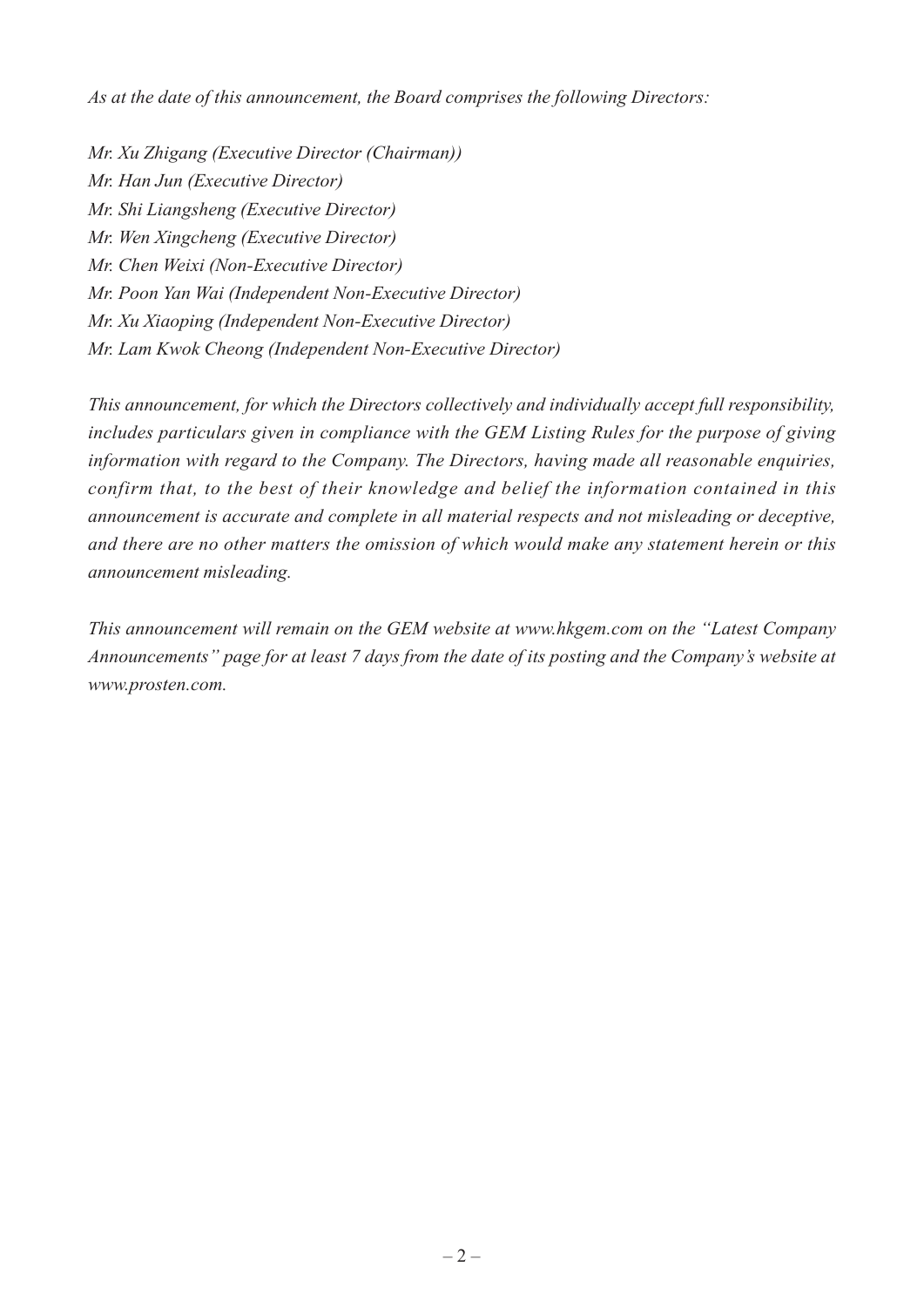*As at the date of this announcement, the Board comprises the following Directors:*

*Mr. Xu Zhigang (Executive Director (Chairman))*
*Mr. Han Jun (Executive Director)*
*Mr. Shi Liangsheng (Executive Director)*
*Mr. Wen Xingcheng (Executive Director)*
*Mr. Chen Weixi (Non-Executive Director)*
*Mr. Poon Yan Wai (Independent Non-Executive Director)*
*Mr. Xu Xiaoping (Independent Non-Executive Director)*
*Mr. Lam Kwok Cheong (Independent Non-Executive Director)*

*This announcement, for which the Directors collectively and individually accept full responsibility, includes particulars given in compliance with the GEM Listing Rules for the purpose of giving information with regard to the Company. The Directors, having made all reasonable enquiries, confirm that, to the best of their knowledge and belief the information contained in this announcement is accurate and complete in all material respects and not misleading or deceptive, and there are no other matters the omission of which would make any statement herein or this announcement misleading.*

*This announcement will remain on the GEM website at www.hkgem.com on the "Latest Company Announcements" page for at least 7 days from the date of its posting and the Company's website at www.prosten.com.*